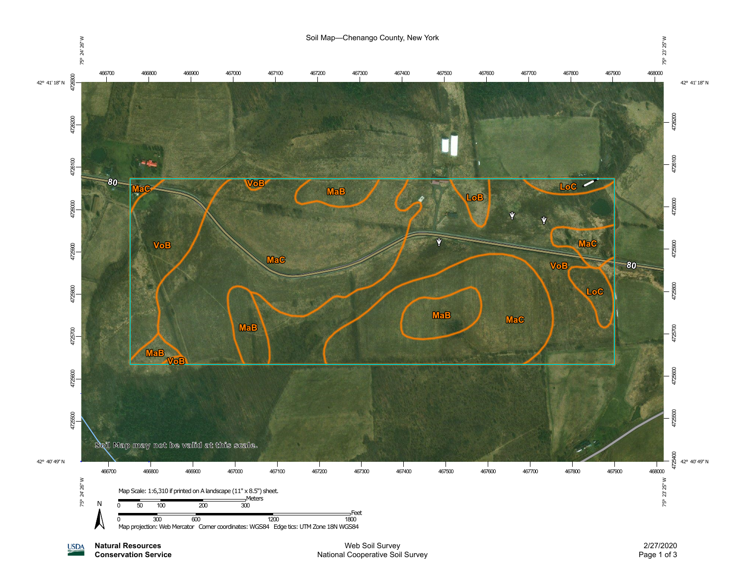# Soil Map—Chenango County, New York

75° 24' 26" W — 75° 23' 25" W

42° 41' 18" N — 42° 40' 49" N

466700 466800 466900 467000 467100 467200 467300 467400 467500 467600 467700 467800 467900 468000

4726300 4726200 4726100 4726000 4725900 4725800 4725700 4725600 4725500 4725400

80

MaC VoB MaB LoB LoC VoB MaC MaC VoB LoC MaB MaB MaC MaB VoB

Soil Map may not be valid at this scale.

Map Scale: 1:6,310 if printed on A landscape (11" x 8.5") sheet.

N

Meters: 0 50 100 200 300

Feet: 0 300 600 1200 1800

Map projection: Web Mercator Corner coordinates: WGS84 Edge tics: UTM Zone 18N WGS84

**USDA Natural Resources Conservation Service**

Web Soil Survey
National Cooperative Soil Survey

2/27/2020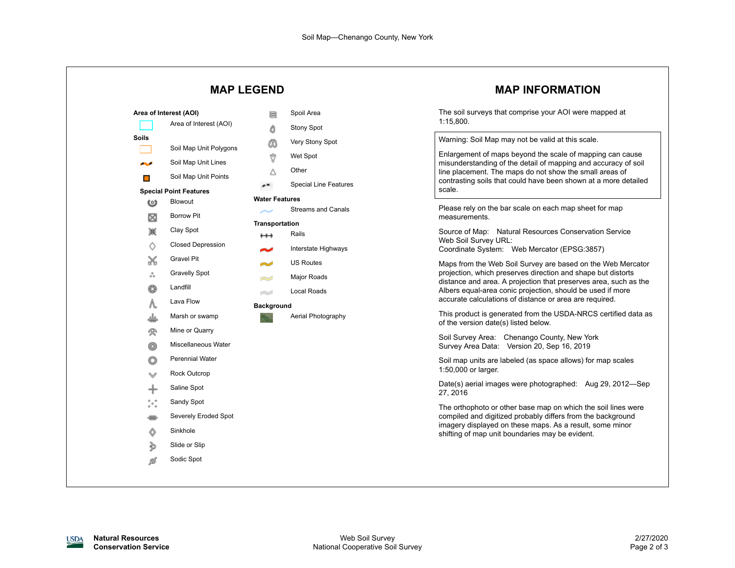## MAP LEGEND

**Area of Interest (AOI)**

- Area of Interest (AOI)

**Soils**

- Soil Map Unit Polygons
- Soil Map Unit Lines
- Soil Map Unit Points

**Special Point Features**

- Blowout
- Borrow Pit
- Clay Spot
- Closed Depression
- Gravel Pit
- Gravelly Spot
- Landfill
- Lava Flow
- Marsh or swamp
- Mine or Quarry
- Miscellaneous Water
- Perennial Water
- Rock Outcrop
- Saline Spot
- Sandy Spot
- Severely Eroded Spot
- Sinkhole
- Slide or Slip
- Sodic Spot
- Spoil Area
- Stony Spot
- Very Stony Spot
- Wet Spot
- Other
- Special Line Features

**Water Features**

- Streams and Canals

**Transportation**

- Rails
- Interstate Highways
- US Routes
- Major Roads
- Local Roads

**Background**

- Aerial Photography

## MAP INFORMATION

The soil surveys that comprise your AOI were mapped at 1:15,800.

> Warning: Soil Map may not be valid at this scale.
>
> Enlargement of maps beyond the scale of mapping can cause misunderstanding of the detail of mapping and accuracy of soil line placement. The maps do not show the small areas of contrasting soils that could have been shown at a more detailed scale.

Please rely on the bar scale on each map sheet for map measurements.

Source of Map: Natural Resources Conservation Service
Web Soil Survey URL:
Coordinate System: Web Mercator (EPSG:3857)

Maps from the Web Soil Survey are based on the Web Mercator projection, which preserves direction and shape but distorts distance and area. A projection that preserves area, such as the Albers equal-area conic projection, should be used if more accurate calculations of distance or area are required.

This product is generated from the USDA-NRCS certified data as of the version date(s) listed below.

Soil Survey Area: Chenango County, New York
Survey Area Data: Version 20, Sep 16, 2019

Soil map units are labeled (as space allows) for map scales 1:50,000 or larger.

Date(s) aerial images were photographed: Aug 29, 2012—Sep 27, 2016

The orthophoto or other base map on which the soil lines were compiled and digitized probably differs from the background imagery displayed on these maps. As a result, some minor shifting of map unit boundaries may be evident.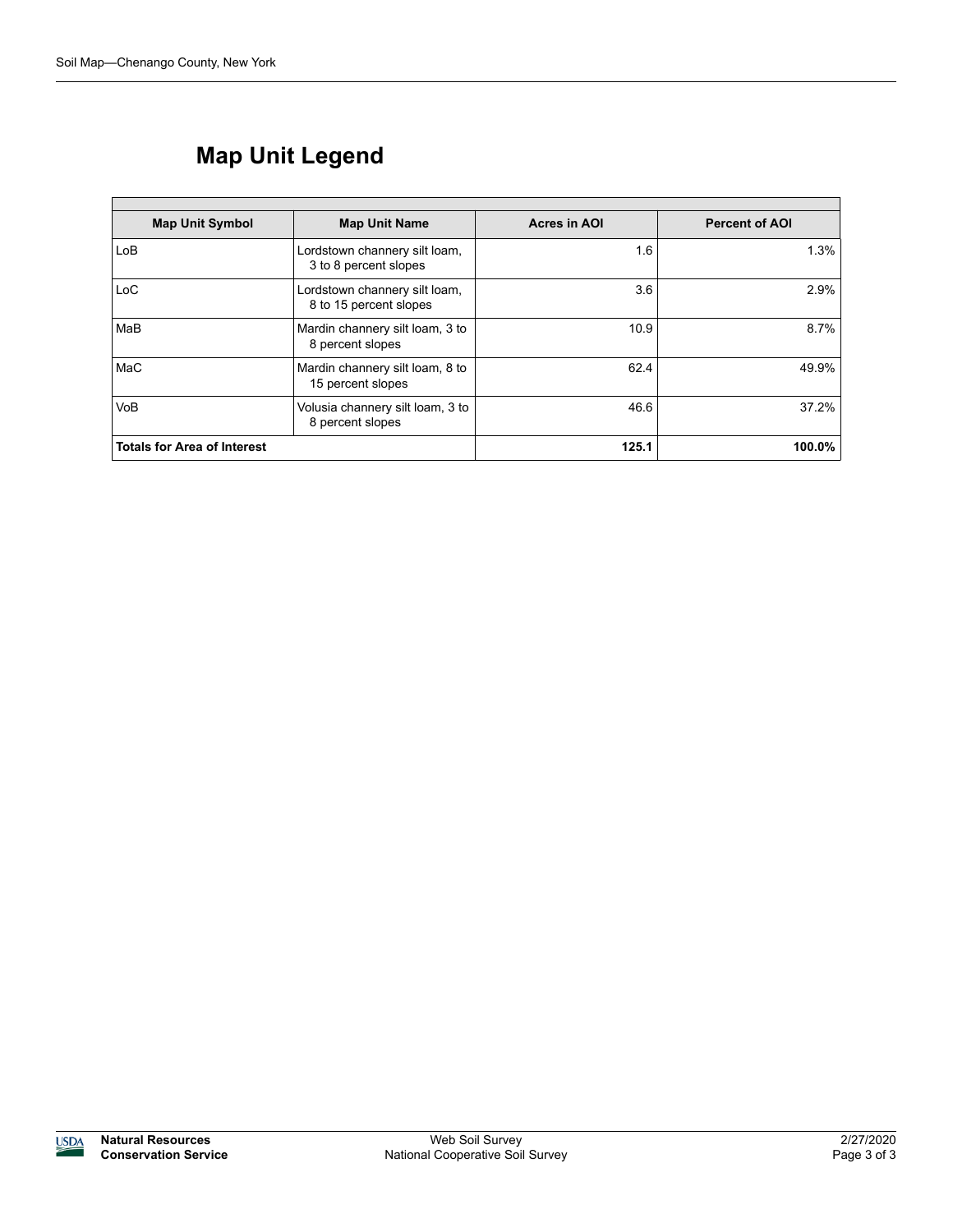# Map Unit Legend

| Map Unit Symbol | Map Unit Name | Acres in AOI | Percent of AOI |
|---|---|---|---|
| LoB | Lordstown channery silt loam, 3 to 8 percent slopes | 1.6 | 1.3% |
| LoC | Lordstown channery silt loam, 8 to 15 percent slopes | 3.6 | 2.9% |
| MaB | Mardin channery silt loam, 3 to 8 percent slopes | 10.9 | 8.7% |
| MaC | Mardin channery silt loam, 8 to 15 percent slopes | 62.4 | 49.9% |
| VoB | Volusia channery silt loam, 3 to 8 percent slopes | 46.6 | 37.2% |
| **Totals for Area of Interest** | | **125.1** | **100.0%** |